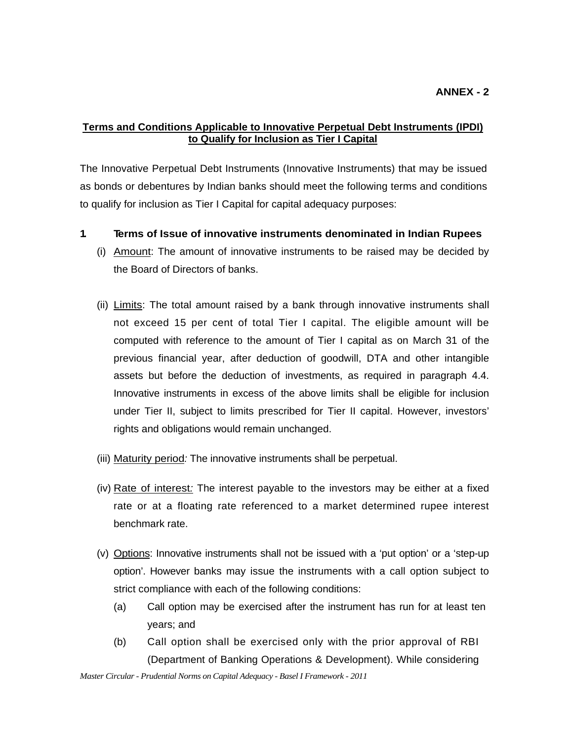**ANNEX - 2**

## Terms and Conditions Applicable to Innovative Perpetual Debt Instruments (IPDI) to Qualify for Inclusion as Tier I Capital

The Innovative Perpetual Debt Instruments (Innovative Instruments) that may be issued as bonds or debentures by Indian banks should meet the following terms and conditions to qualify for inclusion as Tier I Capital for capital adequacy purposes:

### 1. Terms of Issue of innovative instruments denominated in Indian Rupees

(i) Amount: The amount of innovative instruments to be raised may be decided by the Board of Directors of banks.

(ii) Limits: The total amount raised by a bank through innovative instruments shall not exceed 15 per cent of total Tier I capital. The eligible amount will be computed with reference to the amount of Tier I capital as on March 31 of the previous financial year, after deduction of goodwill, DTA and other intangible assets but before the deduction of investments, as required in paragraph 4.4. Innovative instruments in excess of the above limits shall be eligible for inclusion under Tier II, subject to limits prescribed for Tier II capital. However, investors' rights and obligations would remain unchanged.

(iii) Maturity period*:* The innovative instruments shall be perpetual.

(iv) Rate of interest*:* The interest payable to the investors may be either at a fixed rate or at a floating rate referenced to a market determined rupee interest benchmark rate.

(v) Options: Innovative instruments shall not be issued with a 'put option' or a 'step-up option'. However banks may issue the instruments with a call option subject to strict compliance with each of the following conditions:

   (a) Call option may be exercised after the instrument has run for at least ten years; and

   (b) Call option shall be exercised only with the prior approval of RBI (Department of Banking Operations & Development). While considering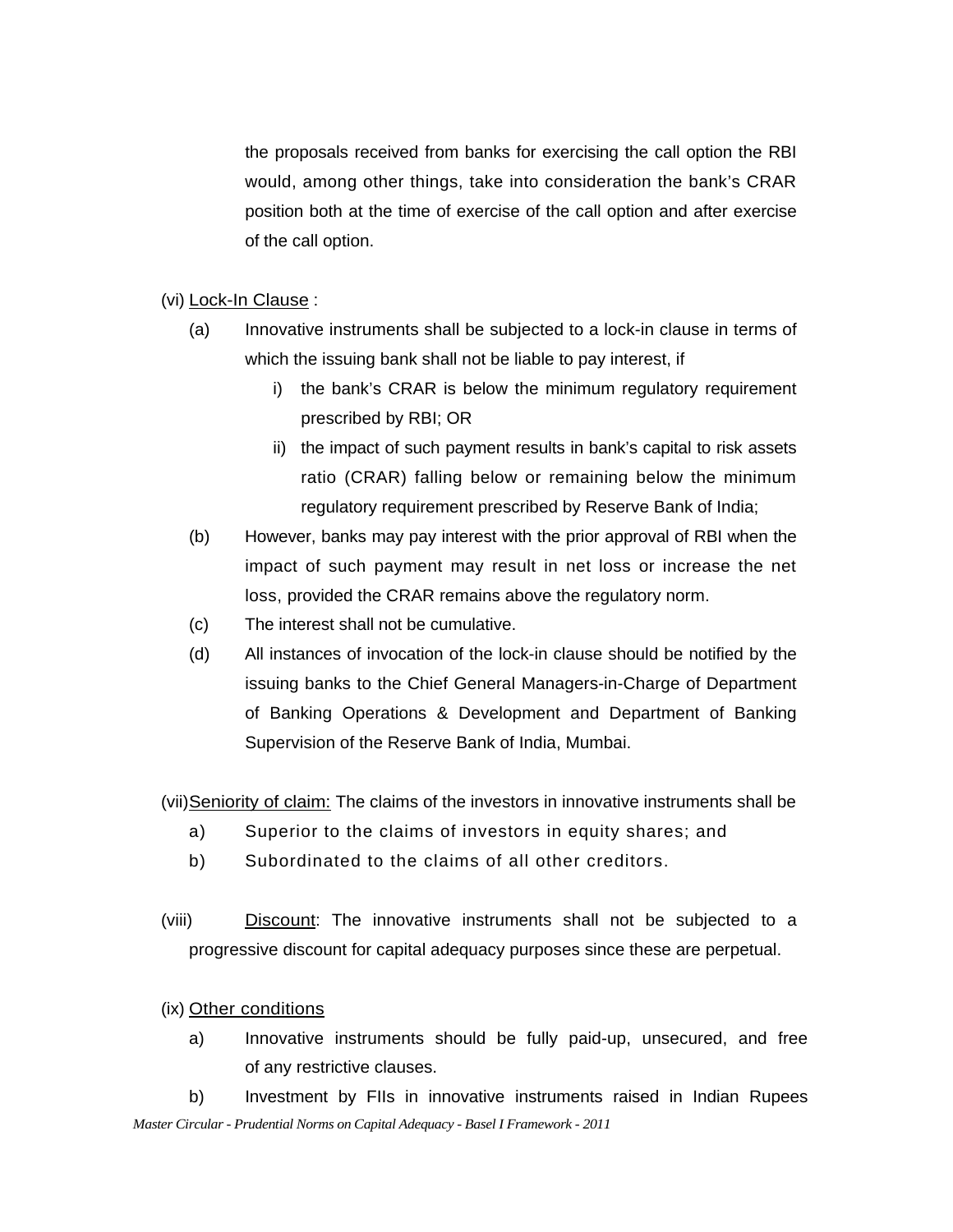the proposals received from banks for exercising the call option the RBI would, among other things, take into consideration the bank's CRAR position both at the time of exercise of the call option and after exercise of the call option.

(vi) Lock-In Clause :

(a) Innovative instruments shall be subjected to a lock-in clause in terms of which the issuing bank shall not be liable to pay interest, if

  i) the bank's CRAR is below the minimum regulatory requirement prescribed by RBI; OR

  ii) the impact of such payment results in bank's capital to risk assets ratio (CRAR) falling below or remaining below the minimum regulatory requirement prescribed by Reserve Bank of India;

(b) However, banks may pay interest with the prior approval of RBI when the impact of such payment may result in net loss or increase the net loss, provided the CRAR remains above the regulatory norm.

(c) The interest shall not be cumulative.

(d) All instances of invocation of the lock-in clause should be notified by the issuing banks to the Chief General Managers-in-Charge of Department of Banking Operations & Development and Department of Banking Supervision of the Reserve Bank of India, Mumbai.

(vii) Seniority of claim: The claims of the investors in innovative instruments shall be

a) Superior to the claims of investors in equity shares; and

b) Subordinated to the claims of all other creditors.

(viii) Discount: The innovative instruments shall not be subjected to a progressive discount for capital adequacy purposes since these are perpetual.

(ix) Other conditions

a) Innovative instruments should be fully paid-up, unsecured, and free of any restrictive clauses.

b) Investment by FIIs in innovative instruments raised in Indian Rupees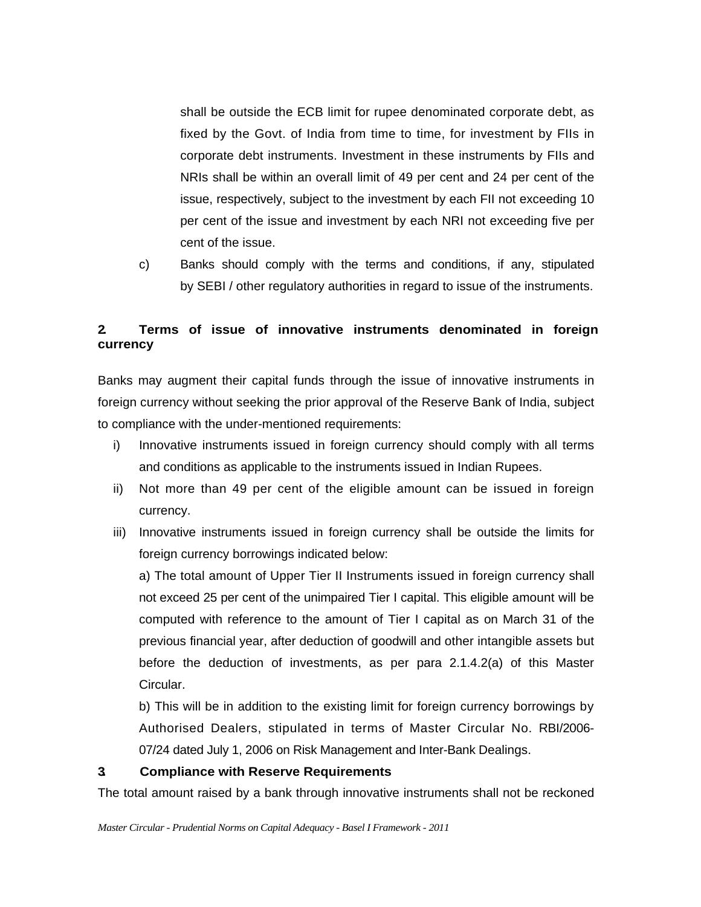shall be outside the ECB limit for rupee denominated corporate debt, as fixed by the Govt. of India from time to time, for investment by FIIs in corporate debt instruments. Investment in these instruments by FIIs and NRIs shall be within an overall limit of 49 per cent and 24 per cent of the issue, respectively, subject to the investment by each FII not exceeding 10 per cent of the issue and investment by each NRI not exceeding five per cent of the issue.

c) Banks should comply with the terms and conditions, if any, stipulated by SEBI / other regulatory authorities in regard to issue of the instruments.

**2 Terms of issue of innovative instruments denominated in foreign currency**

Banks may augment their capital funds through the issue of innovative instruments in foreign currency without seeking the prior approval of the Reserve Bank of India, subject to compliance with the under-mentioned requirements:

i) Innovative instruments issued in foreign currency should comply with all terms and conditions as applicable to the instruments issued in Indian Rupees.

ii) Not more than 49 per cent of the eligible amount can be issued in foreign currency.

iii) Innovative instruments issued in foreign currency shall be outside the limits for foreign currency borrowings indicated below:

a) The total amount of Upper Tier II Instruments issued in foreign currency shall not exceed 25 per cent of the unimpaired Tier I capital. This eligible amount will be computed with reference to the amount of Tier I capital as on March 31 of the previous financial year, after deduction of goodwill and other intangible assets but before the deduction of investments, as per para 2.1.4.2(a) of this Master Circular.

b) This will be in addition to the existing limit for foreign currency borrowings by Authorised Dealers, stipulated in terms of Master Circular No. RBI/2006-07/24 dated July 1, 2006 on Risk Management and Inter-Bank Dealings.

**3 Compliance with Reserve Requirements**

The total amount raised by a bank through innovative instruments shall not be reckoned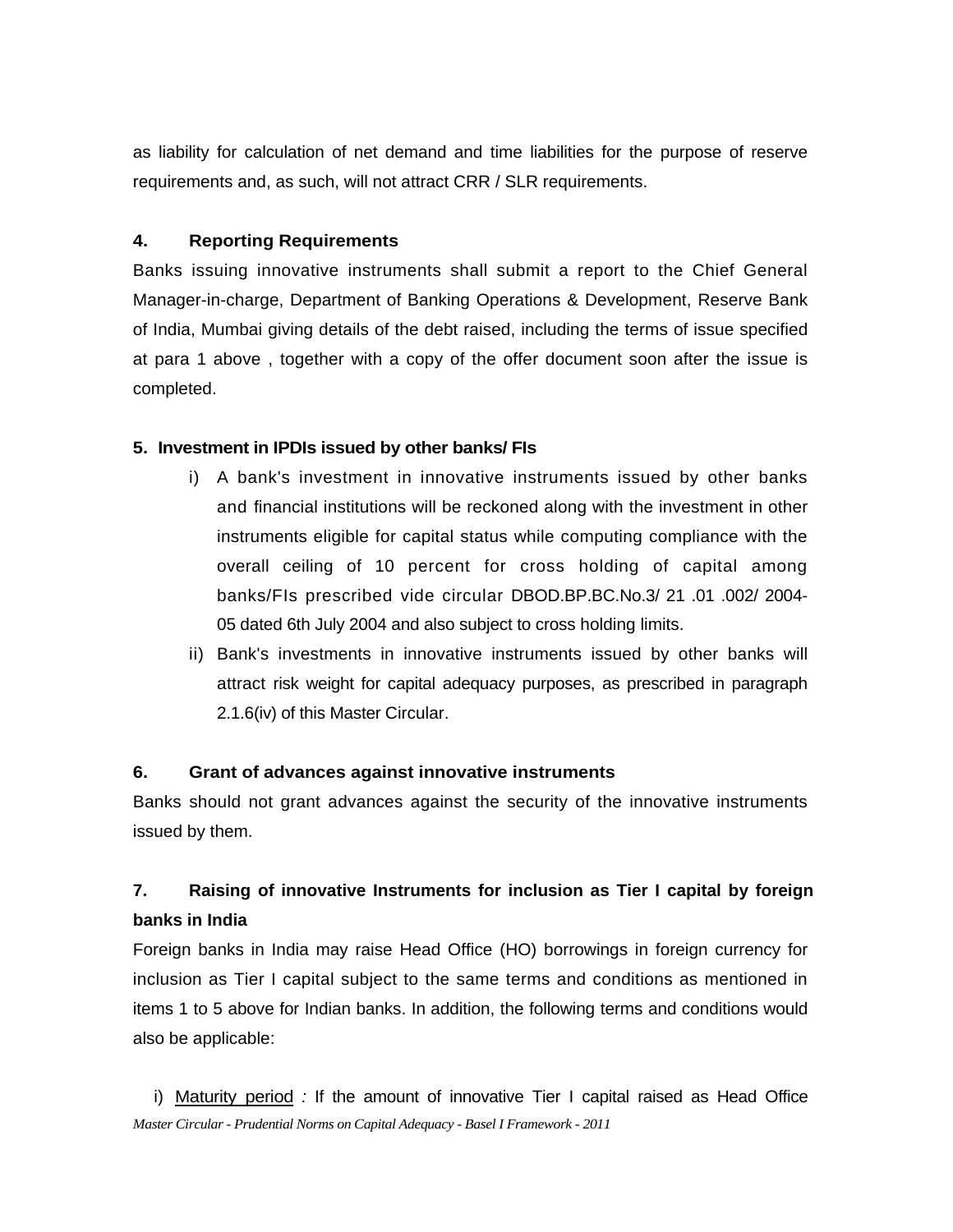as liability for calculation of net demand and time liabilities for the purpose of reserve requirements and, as such, will not attract CRR / SLR requirements.

**4. Reporting Requirements**

Banks issuing innovative instruments shall submit a report to the Chief General Manager-in-charge, Department of Banking Operations & Development, Reserve Bank of India, Mumbai giving details of the debt raised, including the terms of issue specified at para 1 above , together with a copy of the offer document soon after the issue is completed.

**5. Investment in IPDIs issued by other banks/ FIs**

i) A bank's investment in innovative instruments issued by other banks and financial institutions will be reckoned along with the investment in other instruments eligible for capital status while computing compliance with the overall ceiling of 10 percent for cross holding of capital among banks/FIs prescribed vide circular DBOD.BP.BC.No.3/ 21 .01 .002/ 2004-05 dated 6th July 2004 and also subject to cross holding limits.

ii) Bank's investments in innovative instruments issued by other banks will attract risk weight for capital adequacy purposes, as prescribed in paragraph 2.1.6(iv) of this Master Circular.

**6. Grant of advances against innovative instruments**

Banks should not grant advances against the security of the innovative instruments issued by them.

**7. Raising of innovative Instruments for inclusion as Tier I capital by foreign banks in India**

Foreign banks in India may raise Head Office (HO) borrowings in foreign currency for inclusion as Tier I capital subject to the same terms and conditions as mentioned in items 1 to 5 above for Indian banks. In addition, the following terms and conditions would also be applicable:

i) Maturity period *:* If the amount of innovative Tier I capital raised as Head Office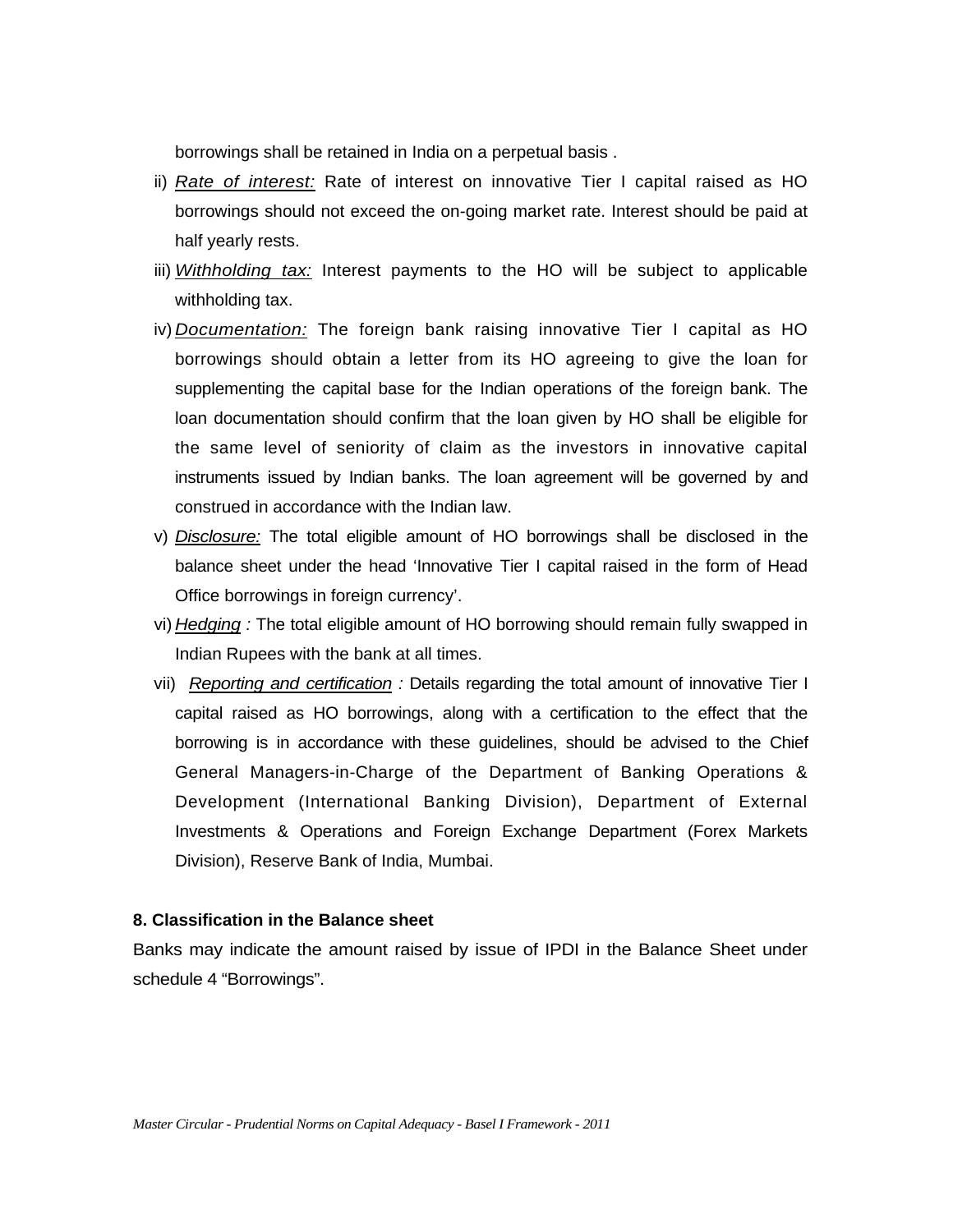borrowings shall be retained in India on a perpetual basis .

ii) *Rate of interest:* Rate of interest on innovative Tier I capital raised as HO borrowings should not exceed the on-going market rate. Interest should be paid at half yearly rests.

iii) *Withholding tax:* Interest payments to the HO will be subject to applicable withholding tax.

iv) *Documentation:* The foreign bank raising innovative Tier I capital as HO borrowings should obtain a letter from its HO agreeing to give the loan for supplementing the capital base for the Indian operations of the foreign bank. The loan documentation should confirm that the loan given by HO shall be eligible for the same level of seniority of claim as the investors in innovative capital instruments issued by Indian banks. The loan agreement will be governed by and construed in accordance with the Indian law.

v) *Disclosure:* The total eligible amount of HO borrowings shall be disclosed in the balance sheet under the head 'Innovative Tier I capital raised in the form of Head Office borrowings in foreign currency'.

vi) *Hedging :* The total eligible amount of HO borrowing should remain fully swapped in Indian Rupees with the bank at all times.

vii) *Reporting and certification :* Details regarding the total amount of innovative Tier I capital raised as HO borrowings, along with a certification to the effect that the borrowing is in accordance with these guidelines, should be advised to the Chief General Managers-in-Charge of the Department of Banking Operations & Development (International Banking Division), Department of External Investments & Operations and Foreign Exchange Department (Forex Markets Division), Reserve Bank of India, Mumbai.

**8. Classification in the Balance sheet**

Banks may indicate the amount raised by issue of IPDI in the Balance Sheet under schedule 4 "Borrowings".